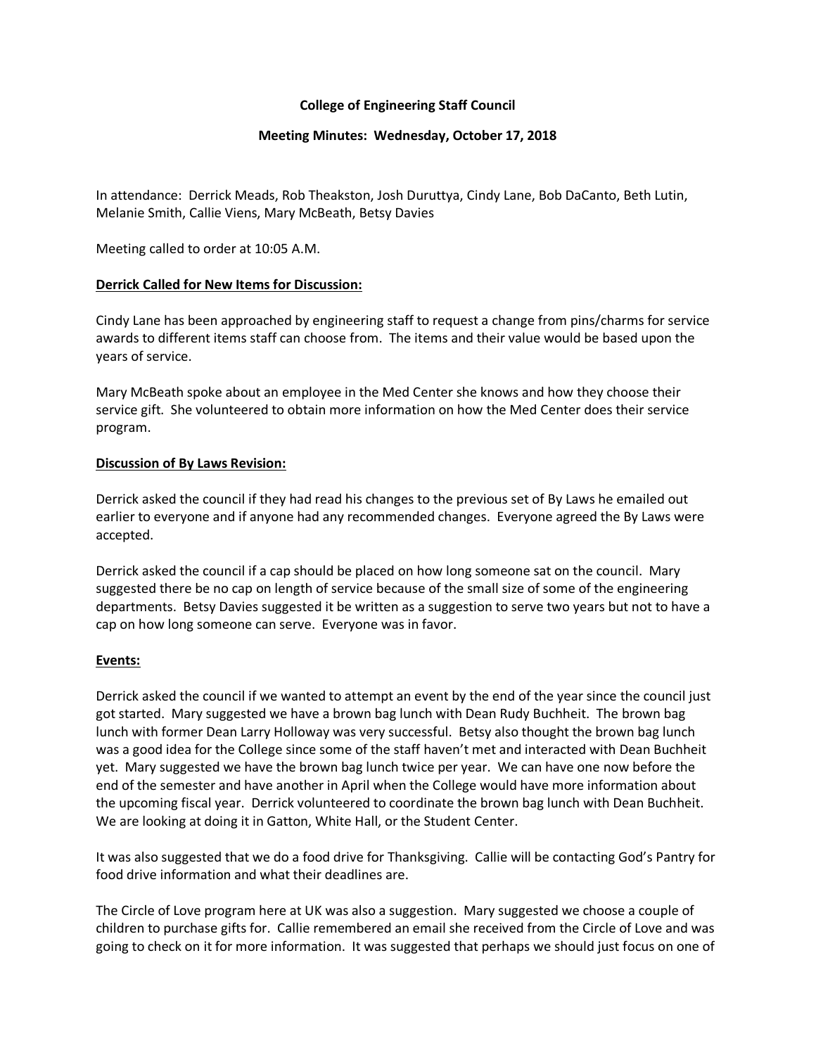**College of Engineering Staff Council**

**Meeting Minutes: Wednesday, October 17, 2018**

In attendance: Derrick Meads, Rob Theakston, Josh Duruttya, Cindy Lane, Bob DaCanto, Beth Lutin, Melanie Smith, Callie Viens, Mary McBeath, Betsy Davies

Meeting called to order at 10:05 A.M.

**Derrick Called for New Items for Discussion:**

Cindy Lane has been approached by engineering staff to request a change from pins/charms for service awards to different items staff can choose from. The items and their value would be based upon the years of service.

Mary McBeath spoke about an employee in the Med Center she knows and how they choose their service gift. She volunteered to obtain more information on how the Med Center does their service program.

**Discussion of By Laws Revision:**

Derrick asked the council if they had read his changes to the previous set of By Laws he emailed out earlier to everyone and if anyone had any recommended changes. Everyone agreed the By Laws were accepted.

Derrick asked the council if a cap should be placed on how long someone sat on the council. Mary suggested there be no cap on length of service because of the small size of some of the engineering departments. Betsy Davies suggested it be written as a suggestion to serve two years but not to have a cap on how long someone can serve. Everyone was in favor.

**Events:**

Derrick asked the council if we wanted to attempt an event by the end of the year since the council just got started. Mary suggested we have a brown bag lunch with Dean Rudy Buchheit. The brown bag lunch with former Dean Larry Holloway was very successful. Betsy also thought the brown bag lunch was a good idea for the College since some of the staff haven't met and interacted with Dean Buchheit yet. Mary suggested we have the brown bag lunch twice per year. We can have one now before the end of the semester and have another in April when the College would have more information about the upcoming fiscal year. Derrick volunteered to coordinate the brown bag lunch with Dean Buchheit. We are looking at doing it in Gatton, White Hall, or the Student Center.

It was also suggested that we do a food drive for Thanksgiving. Callie will be contacting God's Pantry for food drive information and what their deadlines are.

The Circle of Love program here at UK was also a suggestion. Mary suggested we choose a couple of children to purchase gifts for. Callie remembered an email she received from the Circle of Love and was going to check on it for more information. It was suggested that perhaps we should just focus on one of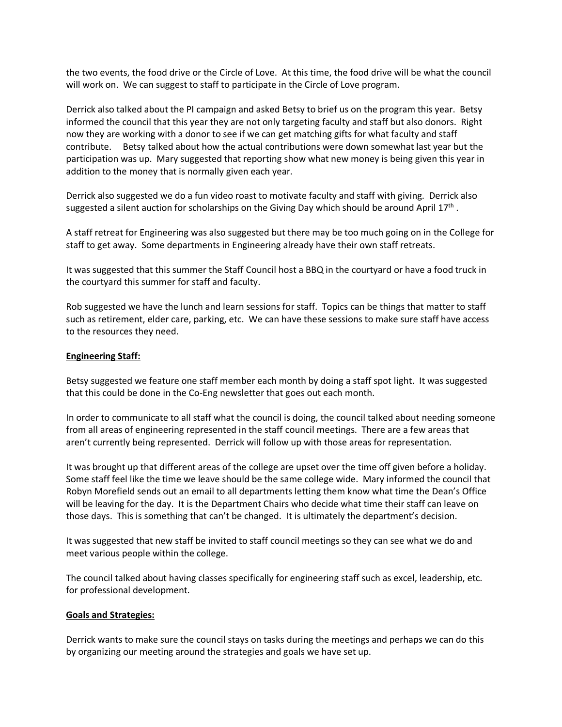the two events, the food drive or the Circle of Love. At this time, the food drive will be what the council will work on. We can suggest to staff to participate in the Circle of Love program.

Derrick also talked about the PI campaign and asked Betsy to brief us on the program this year. Betsy informed the council that this year they are not only targeting faculty and staff but also donors. Right now they are working with a donor to see if we can get matching gifts for what faculty and staff contribute. Betsy talked about how the actual contributions were down somewhat last year but the participation was up. Mary suggested that reporting show what new money is being given this year in addition to the money that is normally given each year.

Derrick also suggested we do a fun video roast to motivate faculty and staff with giving. Derrick also suggested a silent auction for scholarships on the Giving Day which should be around April 17th .

A staff retreat for Engineering was also suggested but there may be too much going on in the College for staff to get away. Some departments in Engineering already have their own staff retreats.

It was suggested that this summer the Staff Council host a BBQ in the courtyard or have a food truck in the courtyard this summer for staff and faculty.

Rob suggested we have the lunch and learn sessions for staff. Topics can be things that matter to staff such as retirement, elder care, parking, etc. We can have these sessions to make sure staff have access to the resources they need.

**Engineering Staff:**

Betsy suggested we feature one staff member each month by doing a staff spot light. It was suggested that this could be done in the Co-Eng newsletter that goes out each month.

In order to communicate to all staff what the council is doing, the council talked about needing someone from all areas of engineering represented in the staff council meetings. There are a few areas that aren't currently being represented. Derrick will follow up with those areas for representation.

It was brought up that different areas of the college are upset over the time off given before a holiday. Some staff feel like the time we leave should be the same college wide. Mary informed the council that Robyn Morefield sends out an email to all departments letting them know what time the Dean's Office will be leaving for the day. It is the Department Chairs who decide what time their staff can leave on those days. This is something that can't be changed. It is ultimately the department's decision.

It was suggested that new staff be invited to staff council meetings so they can see what we do and meet various people within the college.

The council talked about having classes specifically for engineering staff such as excel, leadership, etc. for professional development.

**Goals and Strategies:**

Derrick wants to make sure the council stays on tasks during the meetings and perhaps we can do this by organizing our meeting around the strategies and goals we have set up.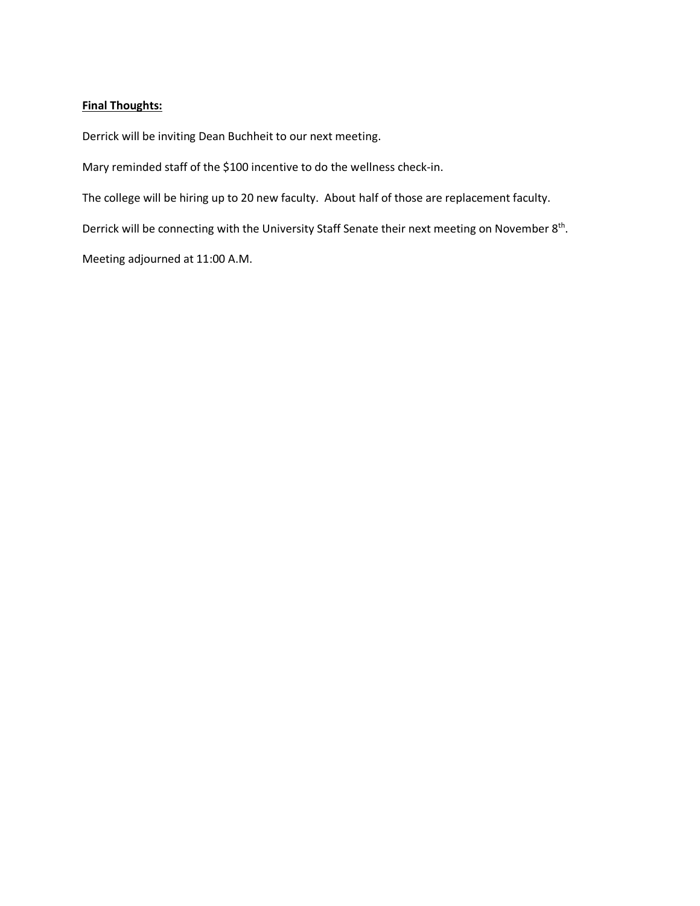**Final Thoughts:**

Derrick will be inviting Dean Buchheit to our next meeting.

Mary reminded staff of the $100 incentive to do the wellness check-in.

The college will be hiring up to 20 new faculty. About half of those are replacement faculty.

Derrick will be connecting with the University Staff Senate their next meeting on November 8th.

Meeting adjourned at 11:00 A.M.